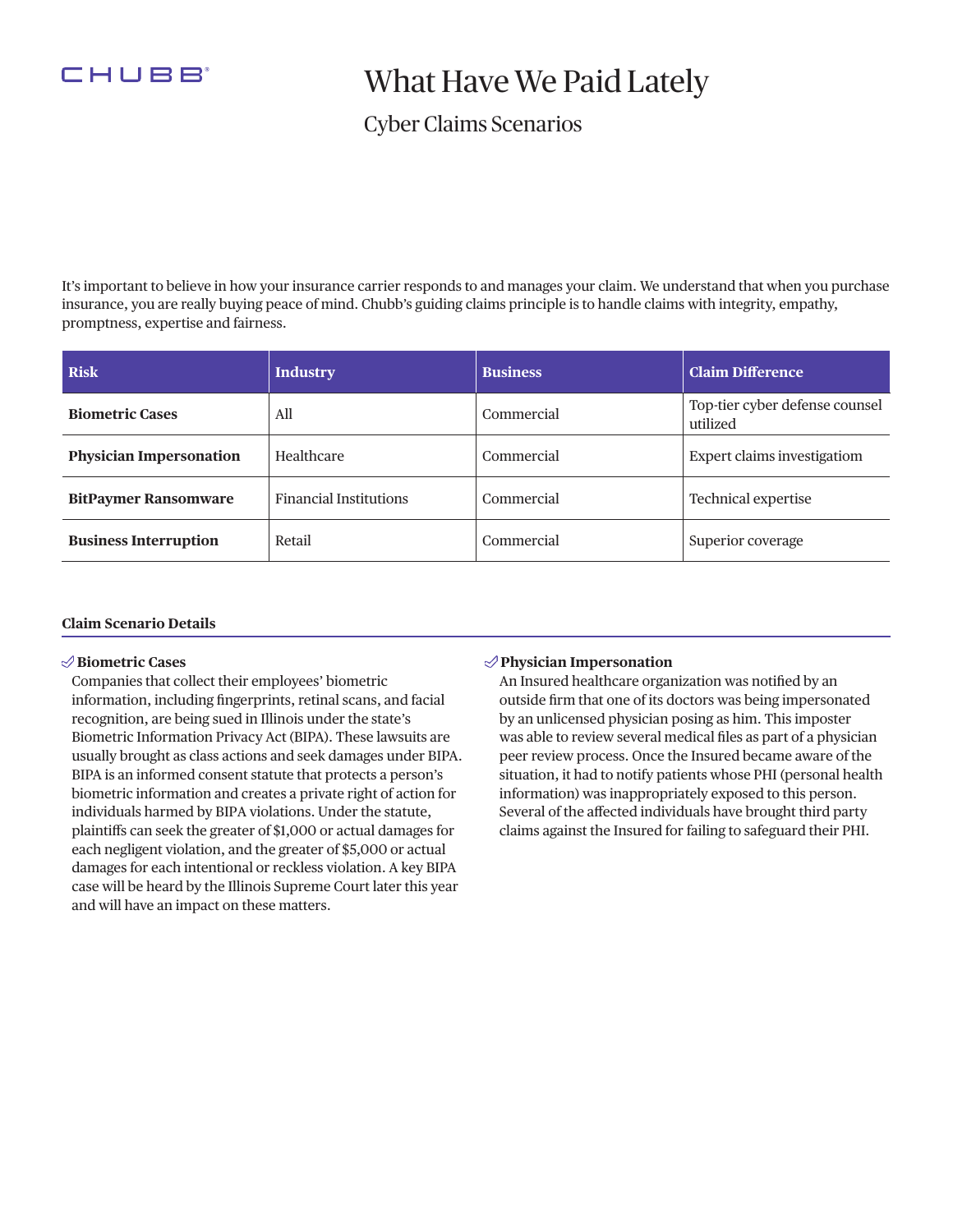CHUBB

# What Have We Paid Lately

## Cyber Claims Scenarios

It's important to believe in how your insurance carrier responds to and manages your claim. We understand that when you purchase insurance, you are really buying peace of mind. Chubb's guiding claims principle is to handle claims with integrity, empathy, promptness, expertise and fairness.

| Risk | Industry | Business | Claim Difference |
|---|---|---|---|
| **Biometric Cases** | All | Commercial | Top-tier cyber defense counsel utilized |
| **Physician Impersonation** | Healthcare | Commercial | Expert claims investigatiom |
| **BitPaymer Ransomware** | Financial Institutions | Commercial | Technical expertise |
| **Business Interruption** | Retail | Commercial | Superior coverage |

### Claim Scenario Details

**Biometric Cases**

Companies that collect their employees' biometric information, including fingerprints, retinal scans, and facial recognition, are being sued in Illinois under the state's Biometric Information Privacy Act (BIPA). These lawsuits are usually brought as class actions and seek damages under BIPA. BIPA is an informed consent statute that protects a person's biometric information and creates a private right of action for individuals harmed by BIPA violations. Under the statute, plaintiffs can seek the greater of $1,000 or actual damages for each negligent violation, and the greater of $5,000 or actual damages for each intentional or reckless violation. A key BIPA case will be heard by the Illinois Supreme Court later this year and will have an impact on these matters.

**Physician Impersonation**

An Insured healthcare organization was notified by an outside firm that one of its doctors was being impersonated by an unlicensed physician posing as him. This imposter was able to review several medical files as part of a physician peer review process. Once the Insured became aware of the situation, it had to notify patients whose PHI (personal health information) was inappropriately exposed to this person. Several of the affected individuals have brought third party claims against the Insured for failing to safeguard their PHI.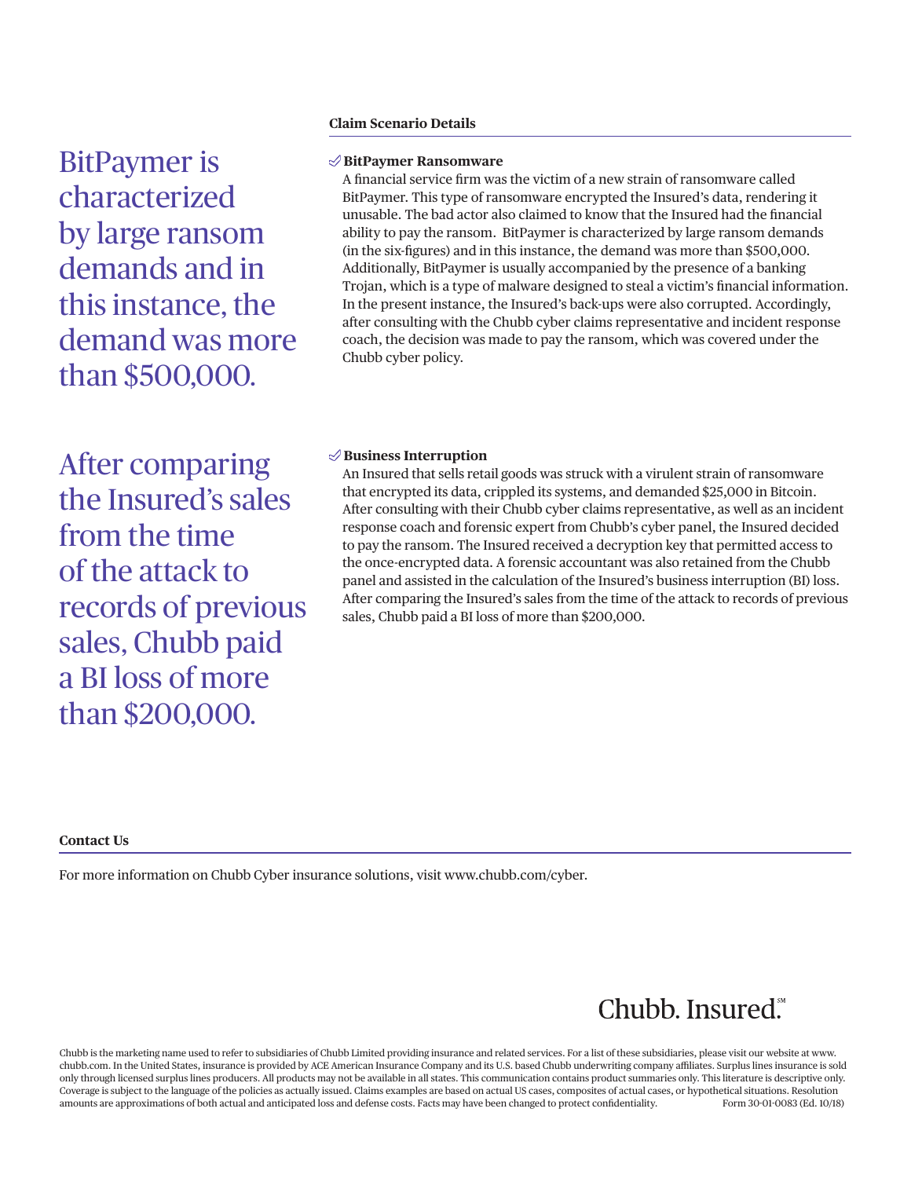## Claim Scenario Details

BitPaymer is characterized by large ransom demands and in this instance, the demand was more than $500,000.

### BitPaymer Ransomware

A financial service firm was the victim of a new strain of ransomware called BitPaymer. This type of ransomware encrypted the Insured's data, rendering it unusable. The bad actor also claimed to know that the Insured had the financial ability to pay the ransom. BitPaymer is characterized by large ransom demands (in the six-figures) and in this instance, the demand was more than $500,000. Additionally, BitPaymer is usually accompanied by the presence of a banking Trojan, which is a type of malware designed to steal a victim's financial information. In the present instance, the Insured's back-ups were also corrupted. Accordingly, after consulting with the Chubb cyber claims representative and incident response coach, the decision was made to pay the ransom, which was covered under the Chubb cyber policy.

After comparing the Insured's sales from the time of the attack to records of previous sales, Chubb paid a BI loss of more than $200,000.

### Business Interruption

An Insured that sells retail goods was struck with a virulent strain of ransomware that encrypted its data, crippled its systems, and demanded $25,000 in Bitcoin. After consulting with their Chubb cyber claims representative, as well as an incident response coach and forensic expert from Chubb's cyber panel, the Insured decided to pay the ransom. The Insured received a decryption key that permitted access to the once-encrypted data. A forensic accountant was also retained from the Chubb panel and assisted in the calculation of the Insured's business interruption (BI) loss. After comparing the Insured's sales from the time of the attack to records of previous sales, Chubb paid a BI loss of more than $200,000.

## Contact Us

For more information on Chubb Cyber insurance solutions, visit www.chubb.com/cyber.

Chubb. Insured.℠

Chubb is the marketing name used to refer to subsidiaries of Chubb Limited providing insurance and related services. For a list of these subsidiaries, please visit our website at www.chubb.com. In the United States, insurance is provided by ACE American Insurance Company and its U.S. based Chubb underwriting company affiliates. Surplus lines insurance is sold only through licensed surplus lines producers. All products may not be available in all states. This communication contains product summaries only. This literature is descriptive only. Coverage is subject to the language of the policies as actually issued. Claims examples are based on actual US cases, composites of actual cases, or hypothetical situations. Resolution amounts are approximations of both actual and anticipated loss and defense costs. Facts may have been changed to protect confidentiality. Form 30-01-0083 (Ed. 10/18)